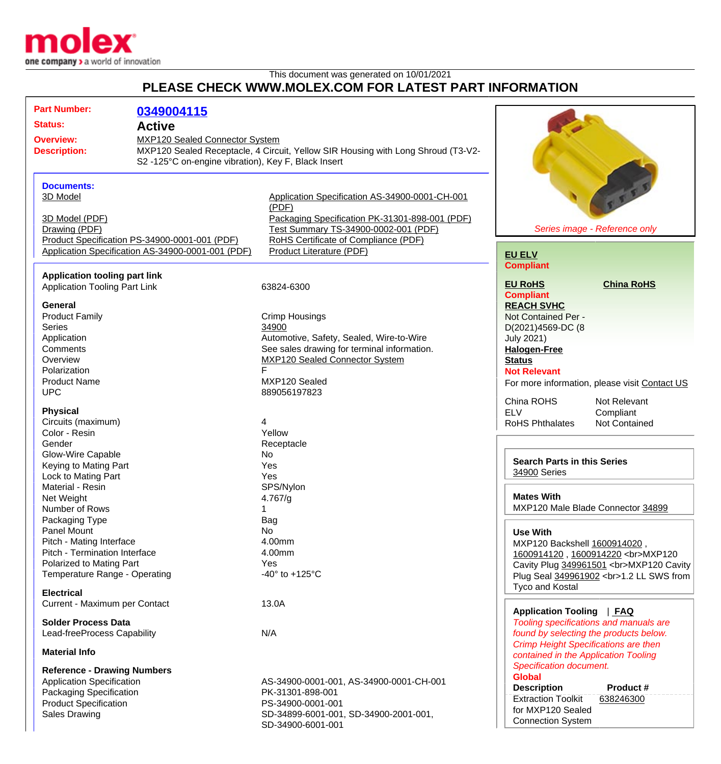This document was generated on 10/01/2021

# PLEASE CHECK WWW.MOLEX.COM FOR LATEST PART INFORMATION

**Part Number:** 0349004115

**Status:** Active

**Overview:** MXP120 Sealed Connector System

**Description:** MXP120 Sealed Receptacle, 4 Circuit, Yellow SIR Housing with Long Shroud (T3-V2-S2 -125°C on-engine vibration), Key F, Black Insert

**Documents:**

- 3D Model
- 3D Model (PDF)
- Drawing (PDF)
- Product Specification PS-34900-0001-001 (PDF)
- Application Specification AS-34900-0001-001 (PDF)
- Application Specification AS-34900-0001-CH-001 (PDF)
- Packaging Specification PK-31301-898-001 (PDF)
- Test Summary TS-34900-0002-001 (PDF)
- RoHS Certificate of Compliance (PDF)
- Product Literature (PDF)

**Application tooling part link**

| | |
|---|---|
| Application Tooling Part Link | 63824-6300 |

**General**

| | |
|---|---|
| Product Family | Crimp Housings |
| Series | 34900 |
| Application | Automotive, Safety, Sealed, Wire-to-Wire |
| Comments | See sales drawing for terminal information. |
| Overview | MXP120 Sealed Connector System |
| Polarization | F |
| Product Name | MXP120 Sealed |
| UPC | 889056197823 |

**Physical**

| | |
|---|---|
| Circuits (maximum) | 4 |
| Color - Resin | Yellow |
| Gender | Receptacle |
| Glow-Wire Capable | No |
| Keying to Mating Part | Yes |
| Lock to Mating Part | Yes |
| Material - Resin | SPS/Nylon |
| Net Weight | 4.767/g |
| Number of Rows | 1 |
| Packaging Type | Bag |
| Panel Mount | No |
| Pitch - Mating Interface | 4.00mm |
| Pitch - Termination Interface | 4.00mm |
| Polarized to Mating Part | Yes |
| Temperature Range - Operating | -40° to +125°C |

**Electrical**

| | |
|---|---|
| Current - Maximum per Contact | 13.0A |

**Solder Process Data**

| | |
|---|---|
| Lead-freeProcess Capability | N/A |

**Material Info**

**Reference - Drawing Numbers**

| | |
|---|---|
| Application Specification | AS-34900-0001-001, AS-34900-0001-CH-001 |
| Packaging Specification | PK-31301-898-001 |
| Product Specification | PS-34900-0001-001 |
| Sales Drawing | SD-34899-6001-001, SD-34900-2001-001, SD-34900-6001-001 |

*Series image - Reference only*

**EU ELV**
**Compliant**

**EU RoHS** **China RoHS**
**Compliant**

**REACH SVHC**
Not Contained Per - D(2021)4569-DC (8 July 2021)

**Halogen-Free Status**
**Not Relevant**

For more information, please visit Contact US

| | |
|---|---|
| China ROHS | Not Relevant |
| ELV | Compliant |
| RoHS Phthalates | Not Contained |

**Search Parts in this Series**
34900 Series

**Mates With**
MXP120 Male Blade Connector 34899

**Use With**
MXP120 Backshell 1600914020 , 1600914120 , 1600914220 <br>MXP120 Cavity Plug 349961501 <br>MXP120 Cavity Plug Seal 349961902 <br>1.2 LL SWS from Tyco and Kostal

**Application Tooling** | **FAQ**

*Tooling specifications and manuals are found by selecting the products below.*
*Crimp Height Specifications are then contained in the Application Tooling Specification document.*

**Global**

| Description | Product # |
|---|---|
| Extraction Toolkit for MXP120 Sealed Connection System | 638246300 |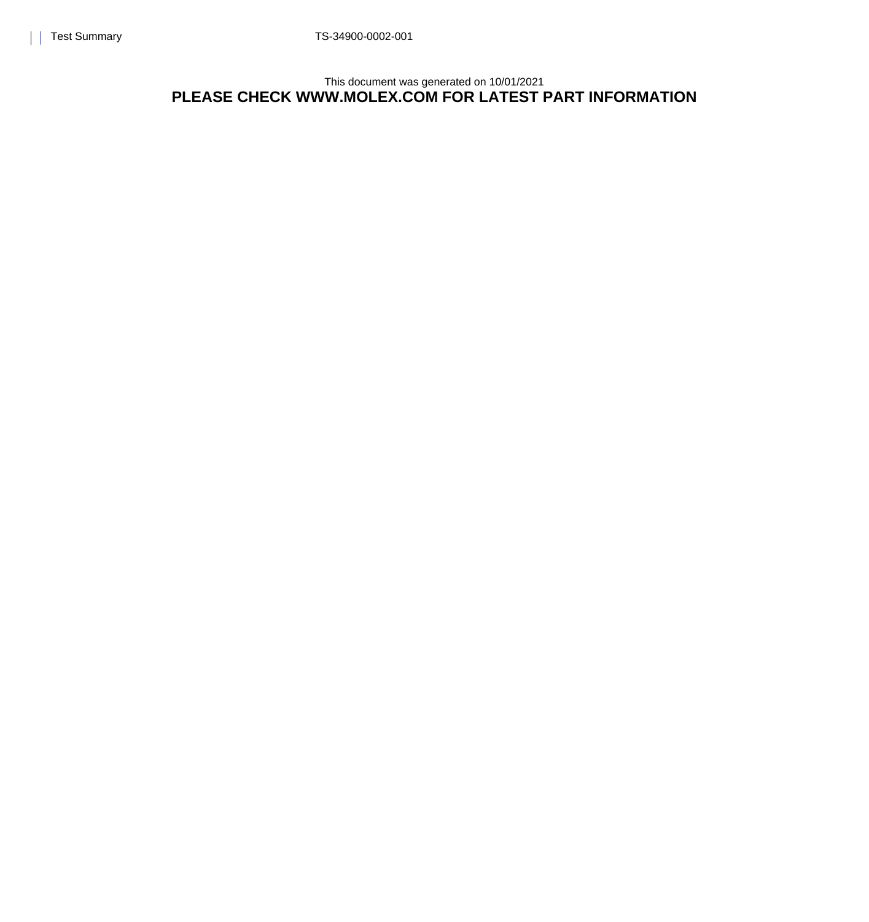This document was generated on 10/01/2021

**PLEASE CHECK WWW.MOLEX.COM FOR LATEST PART INFORMATION**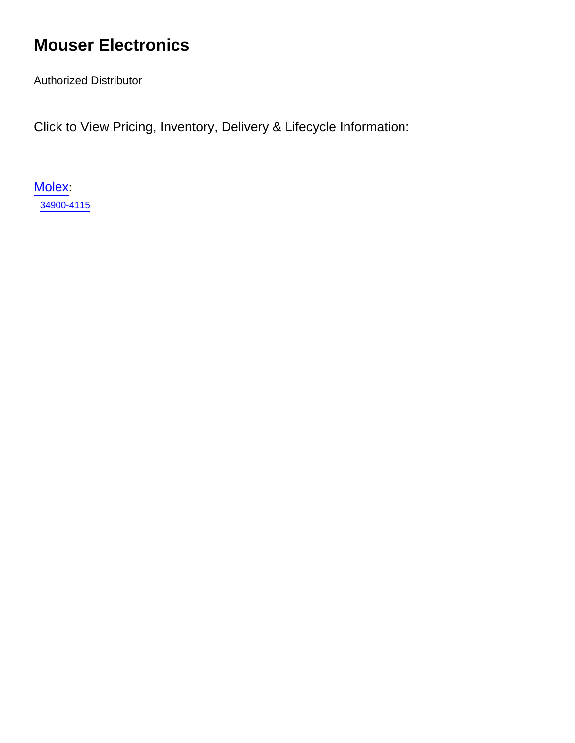# Mouser Electronics

Authorized Distributor

Click to View Pricing, Inventory, Delivery & Lifecycle Information:

Molex:

34900-4115